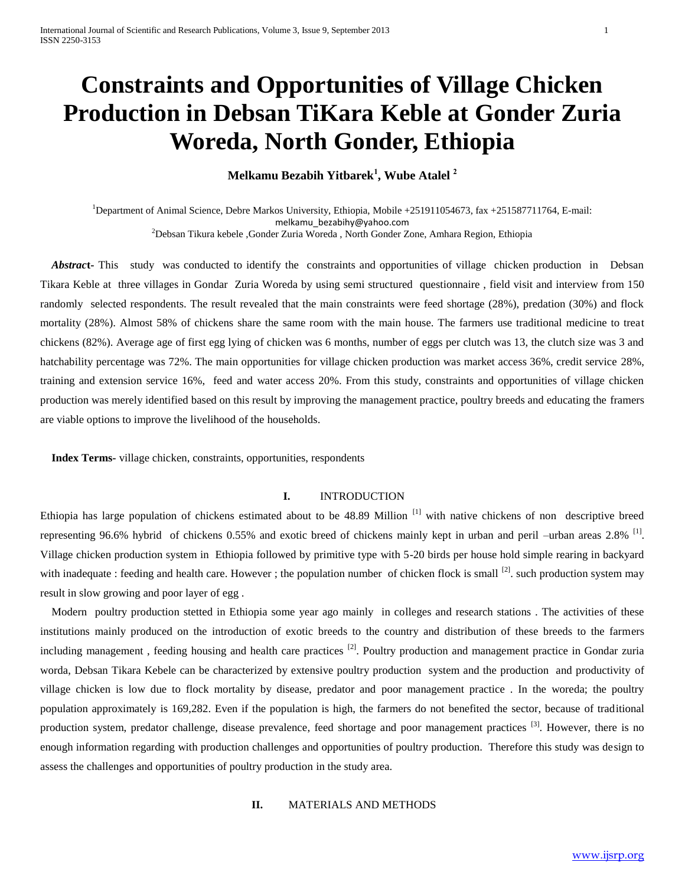# Constraints and Opportunities of Village Chicken Production in Debsan TiKara Keble at Gonder Zuria Woreda, North Gonder, Ethiopia

**Melkamu Bezabih Yitbarek[1], Wube Atalel [2]**

[1]Department of Animal Science, Debre Markos University, Ethiopia, Mobile +251911054673, fax +251587711764, E-mail: melkamu_bezabihy@yahoo.com
[2]Debsan Tikura kebele ,Gonder Zuria Woreda , North Gonder Zone, Amhara Region, Ethiopia

***Abstract*- This study was conducted to identify the constraints and opportunities of village chicken production in Debsan Tikara Keble at three villages in Gondar Zuria Woreda by using semi structured questionnaire , field visit and interview from 150 randomly selected respondents. The result revealed that the main constraints were feed shortage (28%), predation (30%) and flock mortality (28%). Almost 58% of chickens share the same room with the main house. The farmers use traditional medicine to treat chickens (82%). Average age of first egg lying of chicken was 6 months, number of eggs per clutch was 13, the clutch size was 3 and hatchability percentage was 72%. The main opportunities for village chicken production was market access 36%, credit service 28%, training and extension service 16%, feed and water access 20%. From this study, constraints and opportunities of village chicken production was merely identified based on this result by improving the management practice, poultry breeds and educating the framers are viable options to improve the livelihood of the households.

**Index Terms-** village chicken, constraints, opportunities, respondents

## I. INTRODUCTION

Ethiopia has large population of chickens estimated about to be 48.89 Million [1] with native chickens of non descriptive breed representing 96.6% hybrid of chickens 0.55% and exotic breed of chickens mainly kept in urban and peril –urban areas 2.8% [1]. Village chicken production system in Ethiopia followed by primitive type with 5-20 birds per house hold simple rearing in backyard with inadequate : feeding and health care. However ; the population number of chicken flock is small [2]. such production system may result in slow growing and poor layer of egg .

Modern poultry production stetted in Ethiopia some year ago mainly in colleges and research stations . The activities of these institutions mainly produced on the introduction of exotic breeds to the country and distribution of these breeds to the farmers including management , feeding housing and health care practices [2]. Poultry production and management practice in Gondar zuria worda, Debsan Tikara Kebele can be characterized by extensive poultry production system and the production and productivity of village chicken is low due to flock mortality by disease, predator and poor management practice . In the woreda; the poultry population approximately is 169,282. Even if the population is high, the farmers do not benefited the sector, because of traditional production system, predator challenge, disease prevalence, feed shortage and poor management practices [3]. However, there is no enough information regarding with production challenges and opportunities of poultry production. Therefore this study was design to assess the challenges and opportunities of poultry production in the study area.

## II. MATERIALS AND METHODS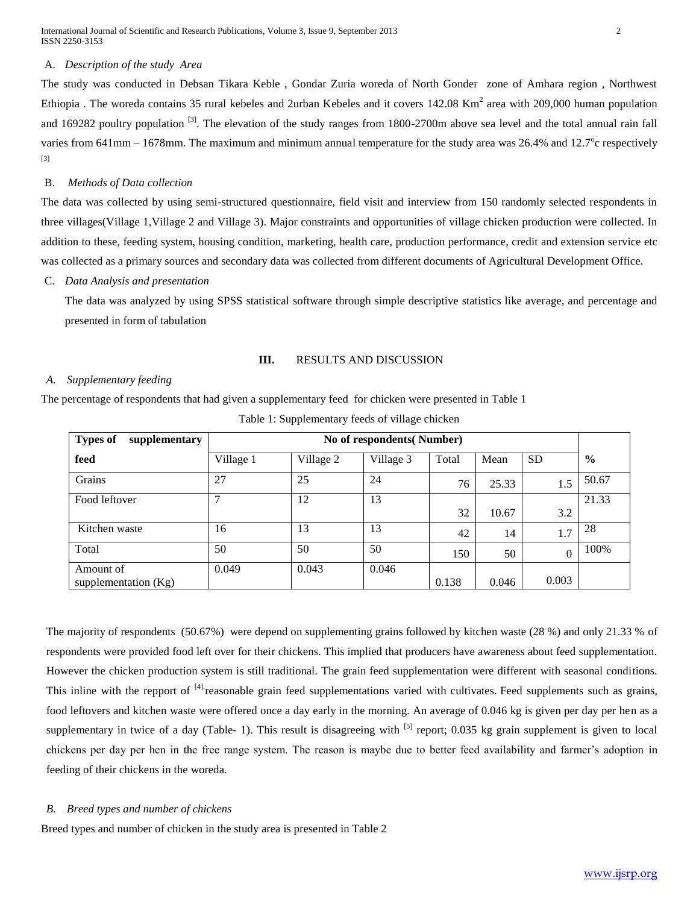A. *Description of the study Area*

The study was conducted in Debsan Tikara Keble , Gondar Zuria woreda of North Gonder zone of Amhara region , Northwest Ethiopia . The woreda contains 35 rural kebeles and 2urban Kebeles and it covers 142.08 $Km^2$ area with 209,000 human population and 169282 poultry population [3]. The elevation of the study ranges from 1800-2700m above sea level and the total annual rain fall varies from 641mm – 1678mm. The maximum and minimum annual temperature for the study area was 26.4% and 12.7°c respectively [3]

B. *Methods of Data collection*

The data was collected by using semi-structured questionnaire, field visit and interview from 150 randomly selected respondents in three villages(Village 1,Village 2 and Village 3). Major constraints and opportunities of village chicken production were collected. In addition to these, feeding system, housing condition, marketing, health care, production performance, credit and extension service etc was collected as a primary sources and secondary data was collected from different documents of Agricultural Development Office.

C. *Data Analysis and presentation*

The data was analyzed by using SPSS statistical software through simple descriptive statistics like average, and percentage and presented in form of tabulation

## III. RESULTS AND DISCUSSION

*A. Supplementary feeding*

The percentage of respondents that had given a supplementary feed for chicken were presented in Table 1

Table 1: Supplementary feeds of village chicken

| **Types of supplementary** | **No of respondents( Number)** | | | | | | |
|---|---|---|---|---|---|---|---|
| **feed** | Village 1 | Village 2 | Village 3 | Total | Mean | SD | **%** |
| Grains | 27 | 25 | 24 | 76 | 25.33 | 1.5 | 50.67 |
| Food leftover | 7 | 12 | 13 | 32 | 10.67 | 3.2 | 21.33 |
| Kitchen waste | 16 | 13 | 13 | 42 | 14 | 1.7 | 28 |
| Total | 50 | 50 | 50 | 150 | 50 | 0 | 100% |
| Amount of supplementation (Kg) | 0.049 | 0.043 | 0.046 | 0.138 | 0.046 | 0.003 | |

The majority of respondents (50.67%) were depend on supplementing grains followed by kitchen waste (28 %) and only 21.33 % of respondents were provided food left over for their chickens. This implied that producers have awareness about feed supplementation. However the chicken production system is still traditional. The grain feed supplementation were different with seasonal conditions. This inline with the repport of [4].reasonable grain feed supplementations varied with cultivates. Feed supplements such as grains, food leftovers and kitchen waste were offered once a day early in the morning. An average of 0.046 kg is given per day per hen as a supplementary in twice of a day (Table- 1). This result is disagreeing with [5] report; 0.035 kg grain supplement is given to local chickens per day per hen in the free range system. The reason is maybe due to better feed availability and farmer's adoption in feeding of their chickens in the woreda.

*B. Breed types and number of chickens*

Breed types and number of chicken in the study area is presented in Table 2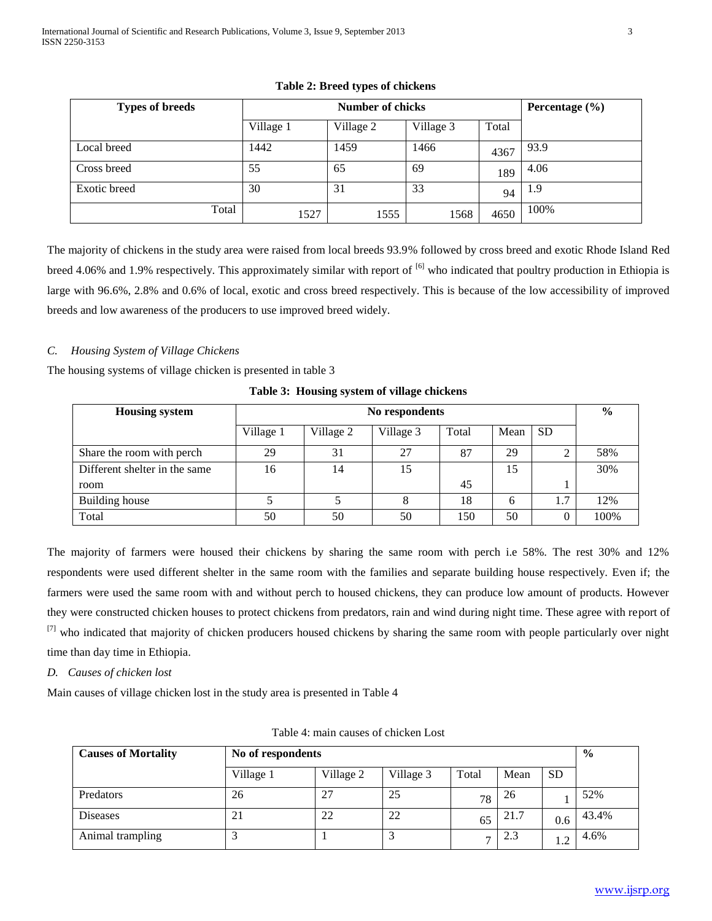**Table 2: Breed types of chickens**

| Types of breeds | Number of chicks | | | | Percentage (%) |
|---|---|---|---|---|---|
| | Village 1 | Village 2 | Village 3 | Total | |
| Local breed | 1442 | 1459 | 1466 | 4367 | 93.9 |
| Cross breed | 55 | 65 | 69 | 189 | 4.06 |
| Exotic breed | 30 | 31 | 33 | 94 | 1.9 |
| Total | 1527 | 1555 | 1568 | 4650 | 100% |

The majority of chickens in the study area were raised from local breeds 93.9% followed by cross breed and exotic Rhode Island Red breed 4.06% and 1.9% respectively. This approximately similar with report of [6] who indicated that poultry production in Ethiopia is large with 96.6%, 2.8% and 0.6% of local, exotic and cross breed respectively. This is because of the low accessibility of improved breeds and low awareness of the producers to use improved breed widely.

### *C. Housing System of Village Chickens*

The housing systems of village chicken is presented in table 3

**Table 3: Housing system of village chickens**

| Housing system | No respondents | | | | | | % |
|---|---|---|---|---|---|---|---|
| | Village 1 | Village 2 | Village 3 | Total | Mean | SD | |
| Share the room with perch | 29 | 31 | 27 | 87 | 29 | 2 | 58% |
| Different shelter in the same room | 16 | 14 | 15 | 45 | 15 | 1 | 30% |
| Building house | 5 | 5 | 8 | 18 | 6 | 1.7 | 12% |
| Total | 50 | 50 | 50 | 150 | 50 | 0 | 100% |

The majority of farmers were housed their chickens by sharing the same room with perch i.e 58%. The rest 30% and 12% respondents were used different shelter in the same room with the families and separate building house respectively. Even if; the farmers were used the same room with and without perch to housed chickens, they can produce low amount of products. However they were constructed chicken houses to protect chickens from predators, rain and wind during night time. These agree with report of [7] who indicated that majority of chicken producers housed chickens by sharing the same room with people particularly over night time than day time in Ethiopia.

### *D. Causes of chicken lost*

Main causes of village chicken lost in the study area is presented in Table 4

Table 4: main causes of chicken Lost

| Causes of Mortality | No of respondents | | | | | | % |
|---|---|---|---|---|---|---|---|
| | Village 1 | Village 2 | Village 3 | Total | Mean | SD | |
| Predators | 26 | 27 | 25 | 78 | 26 | 1 | 52% |
| Diseases | 21 | 22 | 22 | 65 | 21.7 | 0.6 | 43.4% |
| Animal trampling | 3 | 1 | 3 | 7 | 2.3 | 1.2 | 4.6% |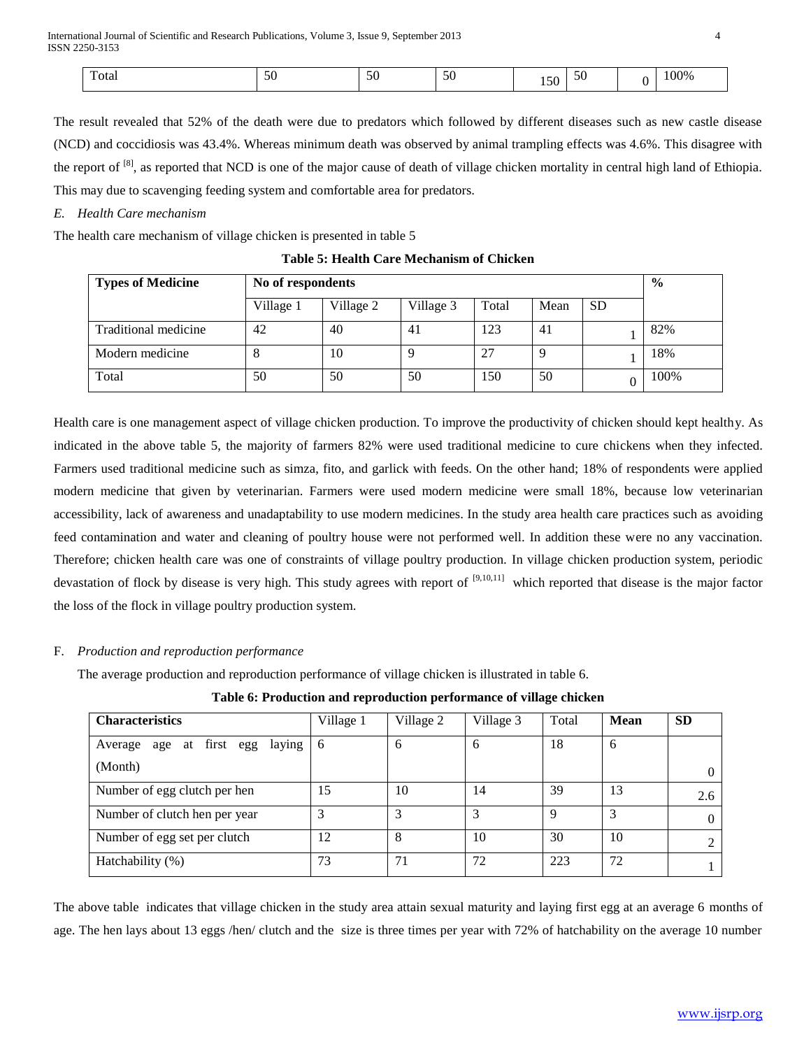| Total | 50 | 50 | 50 | 150 | 50 | 0 | 100% |
|---|---|---|---|---|---|---|---|

The result revealed that 52% of the death were due to predators which followed by different diseases such as new castle disease (NCD) and coccidiosis was 43.4%. Whereas minimum death was observed by animal trampling effects was 4.6%. This disagree with the report of [8], as reported that NCD is one of the major cause of death of village chicken mortality in central high land of Ethiopia. This may due to scavenging feeding system and comfortable area for predators.

*E. Health Care mechanism*

The health care mechanism of village chicken is presented in table 5

**Table 5: Health Care Mechanism of Chicken**

| Types of Medicine | No of respondents | | | | | | % |
|---|---|---|---|---|---|---|---|
| | Village 1 | Village 2 | Village 3 | Total | Mean | SD | |
| Traditional medicine | 42 | 40 | 41 | 123 | 41 | 1 | 82% |
| Modern medicine | 8 | 10 | 9 | 27 | 9 | 1 | 18% |
| Total | 50 | 50 | 50 | 150 | 50 | 0 | 100% |

Health care is one management aspect of village chicken production. To improve the productivity of chicken should kept healthy. As indicated in the above table 5, the majority of farmers 82% were used traditional medicine to cure chickens when they infected. Farmers used traditional medicine such as simza, fito, and garlick with feeds. On the other hand; 18% of respondents were applied modern medicine that given by veterinarian. Farmers were used modern medicine were small 18%, because low veterinarian accessibility, lack of awareness and unadaptability to use modern medicines. In the study area health care practices such as avoiding feed contamination and water and cleaning of poultry house were not performed well. In addition these were no any vaccination. Therefore; chicken health care was one of constraints of village poultry production. In village chicken production system, periodic devastation of flock by disease is very high. This study agrees with report of [9,10,11] which reported that disease is the major factor the loss of the flock in village poultry production system.

F. *Production and reproduction performance*

The average production and reproduction performance of village chicken is illustrated in table 6.

**Table 6: Production and reproduction performance of village chicken**

| Characteristics | Village 1 | Village 2 | Village 3 | Total | Mean | SD |
|---|---|---|---|---|---|---|
| Average age at first egg laying (Month) | 6 | 6 | 6 | 18 | 6 | 0 |
| Number of egg clutch per hen | 15 | 10 | 14 | 39 | 13 | 2.6 |
| Number of clutch hen per year | 3 | 3 | 3 | 9 | 3 | 0 |
| Number of egg set per clutch | 12 | 8 | 10 | 30 | 10 | 2 |
| Hatchability (%) | 73 | 71 | 72 | 223 | 72 | 1 |

The above table indicates that village chicken in the study area attain sexual maturity and laying first egg at an average 6 months of age. The hen lays about 13 eggs /hen/ clutch and the size is three times per year with 72% of hatchability on the average 10 number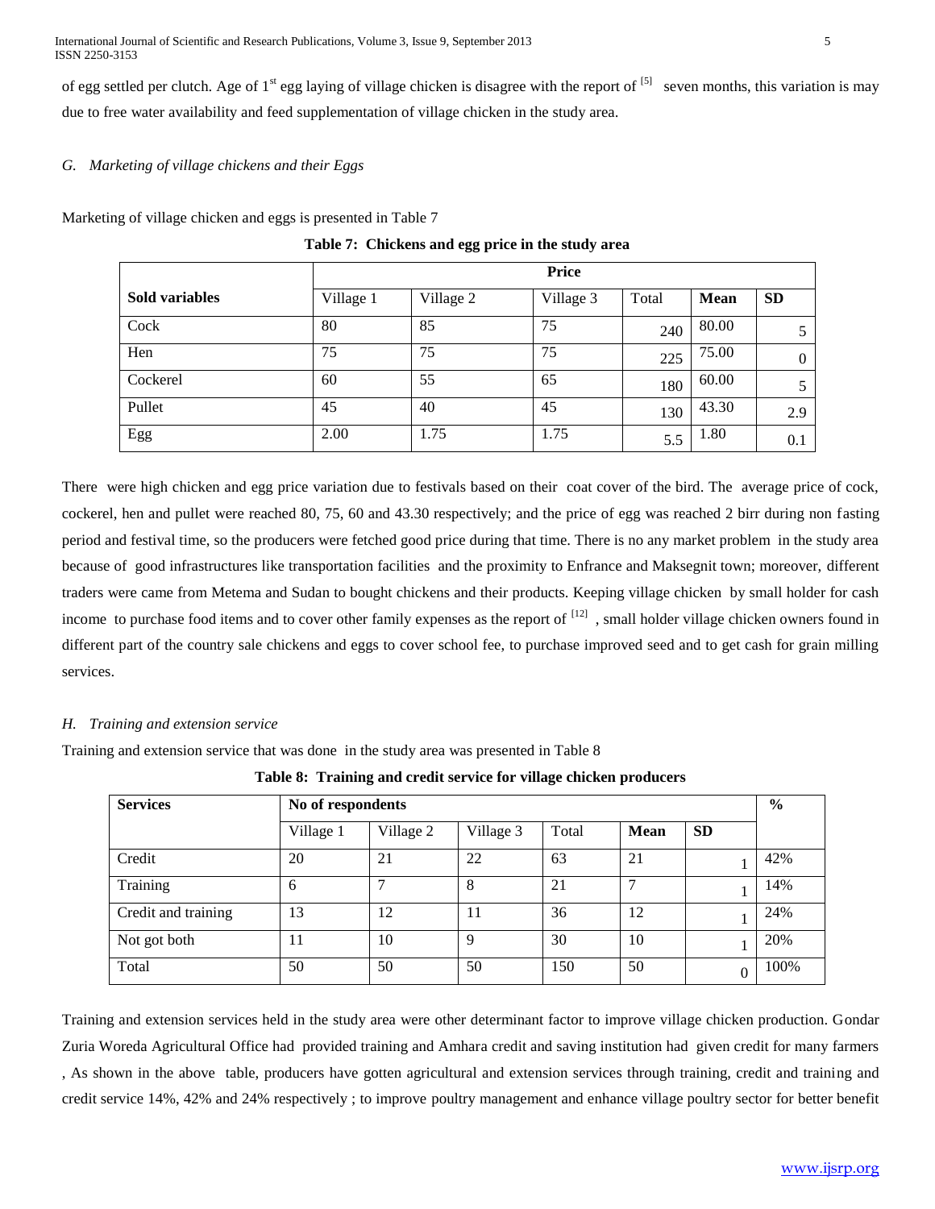of egg settled per clutch. Age of 1st egg laying of village chicken is disagree with the report of [5] seven months, this variation is may due to free water availability and feed supplementation of village chicken in the study area.

### *G. Marketing of village chickens and their Eggs*

Marketing of village chicken and eggs is presented in Table 7

**Table 7: Chickens and egg price in the study area**

| | Price | | | | | |
|---|---|---|---|---|---|---|
| **Sold variables** | Village 1 | Village 2 | Village 3 | Total | **Mean** | **SD** |
| Cock | 80 | 85 | 75 | 240 | 80.00 | 5 |
| Hen | 75 | 75 | 75 | 225 | 75.00 | 0 |
| Cockerel | 60 | 55 | 65 | 180 | 60.00 | 5 |
| Pullet | 45 | 40 | 45 | 130 | 43.30 | 2.9 |
| Egg | 2.00 | 1.75 | 1.75 | 5.5 | 1.80 | 0.1 |

There were high chicken and egg price variation due to festivals based on their coat cover of the bird. The average price of cock, cockerel, hen and pullet were reached 80, 75, 60 and 43.30 respectively; and the price of egg was reached 2 birr during non fasting period and festival time, so the producers were fetched good price during that time. There is no any market problem in the study area because of good infrastructures like transportation facilities and the proximity to Enfrance and Maksegnit town; moreover, different traders were came from Metema and Sudan to bought chickens and their products. Keeping village chicken by small holder for cash income to purchase food items and to cover other family expenses as the report of [12] , small holder village chicken owners found in different part of the country sale chickens and eggs to cover school fee, to purchase improved seed and to get cash for grain milling services.

### *H. Training and extension service*

Training and extension service that was done in the study area was presented in Table 8

**Table 8: Training and credit service for village chicken producers**

| **Services** | **No of respondents** | | | | | | **%** |
|---|---|---|---|---|---|---|---|
| | Village 1 | Village 2 | Village 3 | Total | **Mean** | **SD** | |
| Credit | 20 | 21 | 22 | 63 | 21 | 1 | 42% |
| Training | 6 | 7 | 8 | 21 | 7 | 1 | 14% |
| Credit and training | 13 | 12 | 11 | 36 | 12 | 1 | 24% |
| Not got both | 11 | 10 | 9 | 30 | 10 | 1 | 20% |
| Total | 50 | 50 | 50 | 150 | 50 | 0 | 100% |

Training and extension services held in the study area were other determinant factor to improve village chicken production. Gondar Zuria Woreda Agricultural Office had provided training and Amhara credit and saving institution had given credit for many farmers , As shown in the above table, producers have gotten agricultural and extension services through training, credit and training and credit service 14%, 42% and 24% respectively ; to improve poultry management and enhance village poultry sector for better benefit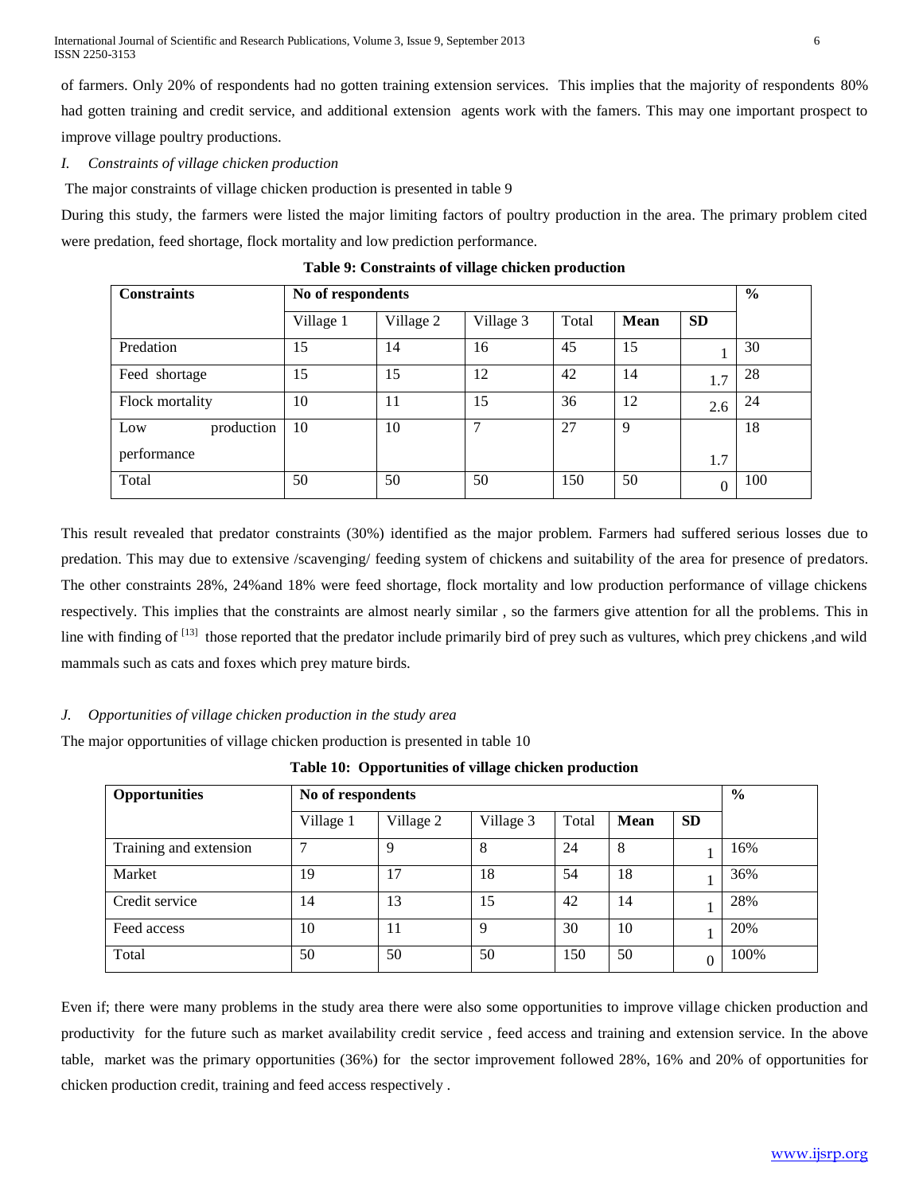of farmers. Only 20% of respondents had no gotten training extension services. This implies that the majority of respondents 80% had gotten training and credit service, and additional extension agents work with the famers. This may one important prospect to improve village poultry productions.

*I. Constraints of village chicken production*

The major constraints of village chicken production is presented in table 9

During this study, the farmers were listed the major limiting factors of poultry production in the area. The primary problem cited were predation, feed shortage, flock mortality and low prediction performance.

**Table 9: Constraints of village chicken production**

| Constraints | No of respondents | | | | | | % |
|---|---|---|---|---|---|---|---|
| | Village 1 | Village 2 | Village 3 | Total | **Mean** | **SD** | |
| Predation | 15 | 14 | 16 | 45 | 15 | 1 | 30 |
| Feed shortage | 15 | 15 | 12 | 42 | 14 | 1.7 | 28 |
| Flock mortality | 10 | 11 | 15 | 36 | 12 | 2.6 | 24 |
| Low production performance | 10 | 10 | 7 | 27 | 9 | 1.7 | 18 |
| Total | 50 | 50 | 50 | 150 | 50 | 0 | 100 |

This result revealed that predator constraints (30%) identified as the major problem. Farmers had suffered serious losses due to predation. This may due to extensive /scavenging/ feeding system of chickens and suitability of the area for presence of predators. The other constraints 28%, 24%and 18% were feed shortage, flock mortality and low production performance of village chickens respectively. This implies that the constraints are almost nearly similar , so the farmers give attention for all the problems. This in line with finding of [13] those reported that the predator include primarily bird of prey such as vultures, which prey chickens ,and wild mammals such as cats and foxes which prey mature birds.

*J. Opportunities of village chicken production in the study area*

The major opportunities of village chicken production is presented in table 10

**Table 10: Opportunities of village chicken production**

| Opportunities | No of respondents | | | | | | % |
|---|---|---|---|---|---|---|---|
| | Village 1 | Village 2 | Village 3 | Total | **Mean** | **SD** | |
| Training and extension | 7 | 9 | 8 | 24 | 8 | 1 | 16% |
| Market | 19 | 17 | 18 | 54 | 18 | 1 | 36% |
| Credit service | 14 | 13 | 15 | 42 | 14 | 1 | 28% |
| Feed access | 10 | 11 | 9 | 30 | 10 | 1 | 20% |
| Total | 50 | 50 | 50 | 150 | 50 | 0 | 100% |

Even if; there were many problems in the study area there were also some opportunities to improve village chicken production and productivity for the future such as market availability credit service , feed access and training and extension service. In the above table, market was the primary opportunities (36%) for the sector improvement followed 28%, 16% and 20% of opportunities for chicken production credit, training and feed access respectively .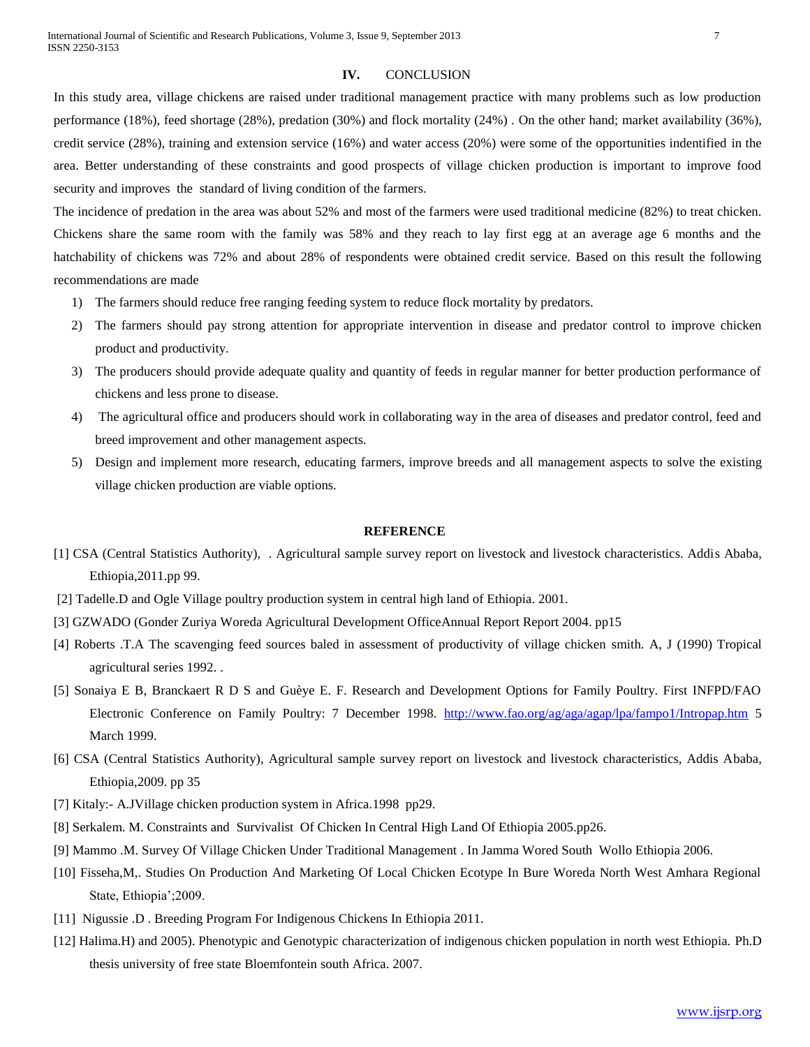## IV. CONCLUSION

In this study area, village chickens are raised under traditional management practice with many problems such as low production performance (18%), feed shortage (28%), predation (30%) and flock mortality (24%) . On the other hand; market availability (36%), credit service (28%), training and extension service (16%) and water access (20%) were some of the opportunities indentified in the area. Better understanding of these constraints and good prospects of village chicken production is important to improve food security and improves the standard of living condition of the farmers.

The incidence of predation in the area was about 52% and most of the farmers were used traditional medicine (82%) to treat chicken. Chickens share the same room with the family was 58% and they reach to lay first egg at an average age 6 months and the hatchability of chickens was 72% and about 28% of respondents were obtained credit service. Based on this result the following recommendations are made

1) The farmers should reduce free ranging feeding system to reduce flock mortality by predators.
2) The farmers should pay strong attention for appropriate intervention in disease and predator control to improve chicken product and productivity.
3) The producers should provide adequate quality and quantity of feeds in regular manner for better production performance of chickens and less prone to disease.
4) The agricultural office and producers should work in collaborating way in the area of diseases and predator control, feed and breed improvement and other management aspects.
5) Design and implement more research, educating farmers, improve breeds and all management aspects to solve the existing village chicken production are viable options.

## REFERENCE

[1] CSA (Central Statistics Authority), . Agricultural sample survey report on livestock and livestock characteristics. Addis Ababa, Ethiopia,2011.pp 99.

[2] Tadelle.D and Ogle Village poultry production system in central high land of Ethiopia. 2001.

[3] GZWADO (Gonder Zuriya Woreda Agricultural Development OfficeAnnual Report Report 2004. pp15

[4] Roberts .T.A The scavenging feed sources baled in assessment of productivity of village chicken smith. A, J (1990) Tropical agricultural series 1992. .

[5] Sonaiya E B, Branckaert R D S and Guèye E. F. Research and Development Options for Family Poultry. First INFPD/FAO Electronic Conference on Family Poultry: 7 December 1998. http://www.fao.org/ag/aga/agap/lpa/fampo1/Intropap.htm 5 March 1999.

[6] CSA (Central Statistics Authority), Agricultural sample survey report on livestock and livestock characteristics, Addis Ababa, Ethiopia,2009. pp 35

[7] Kitaly:- A.JVillage chicken production system in Africa.1998 pp29.

[8] Serkalem. M. Constraints and Survivalist Of Chicken In Central High Land Of Ethiopia 2005.pp26.

[9] Mammo .M. Survey Of Village Chicken Under Traditional Management . In Jamma Wored South Wollo Ethiopia 2006.

[10] Fisseha,M,. Studies On Production And Marketing Of Local Chicken Ecotype In Bure Woreda North West Amhara Regional State, Ethiopia';2009.

[11] Nigussie .D . Breeding Program For Indigenous Chickens In Ethiopia 2011.

[12] Halima.H) and 2005). Phenotypic and Genotypic characterization of indigenous chicken population in north west Ethiopia. Ph.D thesis university of free state Bloemfontein south Africa. 2007.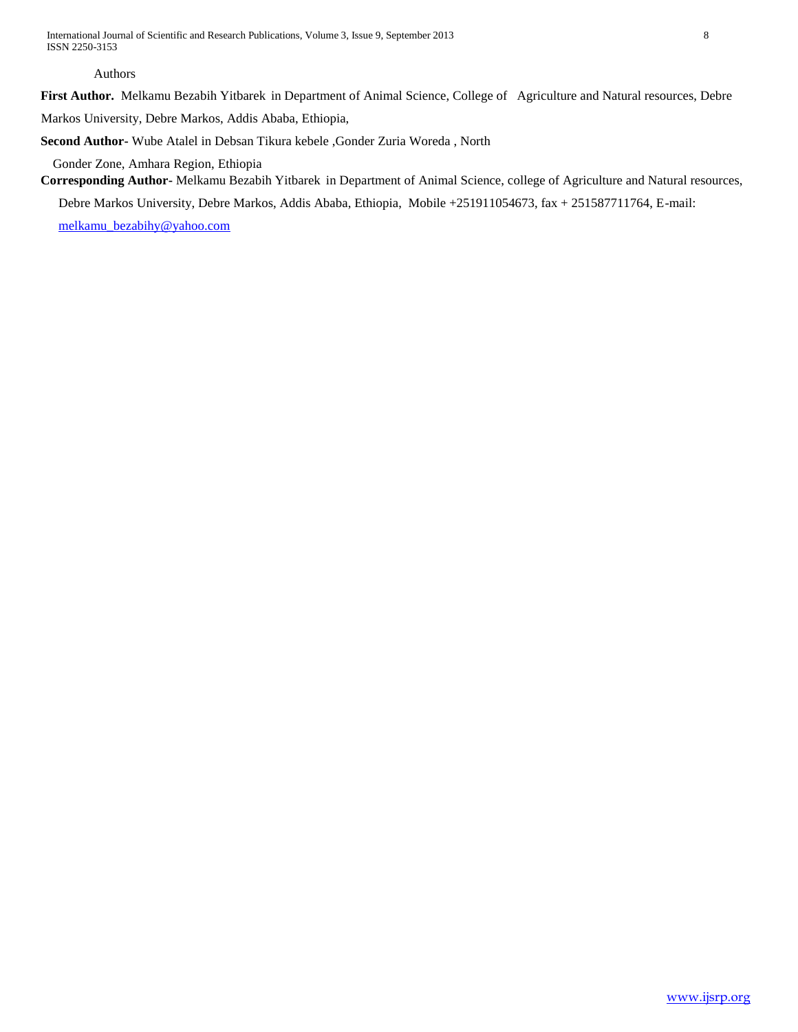Authors

**First Author.** Melkamu Bezabih Yitbarek in Department of Animal Science, College of Agriculture and Natural resources, Debre Markos University, Debre Markos, Addis Ababa, Ethiopia,

**Second Author-** Wube Atalel in Debsan Tikura kebele ,Gonder Zuria Woreda , North Gonder Zone, Amhara Region, Ethiopia

**Corresponding Author-** Melkamu Bezabih Yitbarek in Department of Animal Science, college of Agriculture and Natural resources, Debre Markos University, Debre Markos, Addis Ababa, Ethiopia, Mobile +251911054673, fax + 251587711764, E-mail: melkamu_bezabihy@yahoo.com